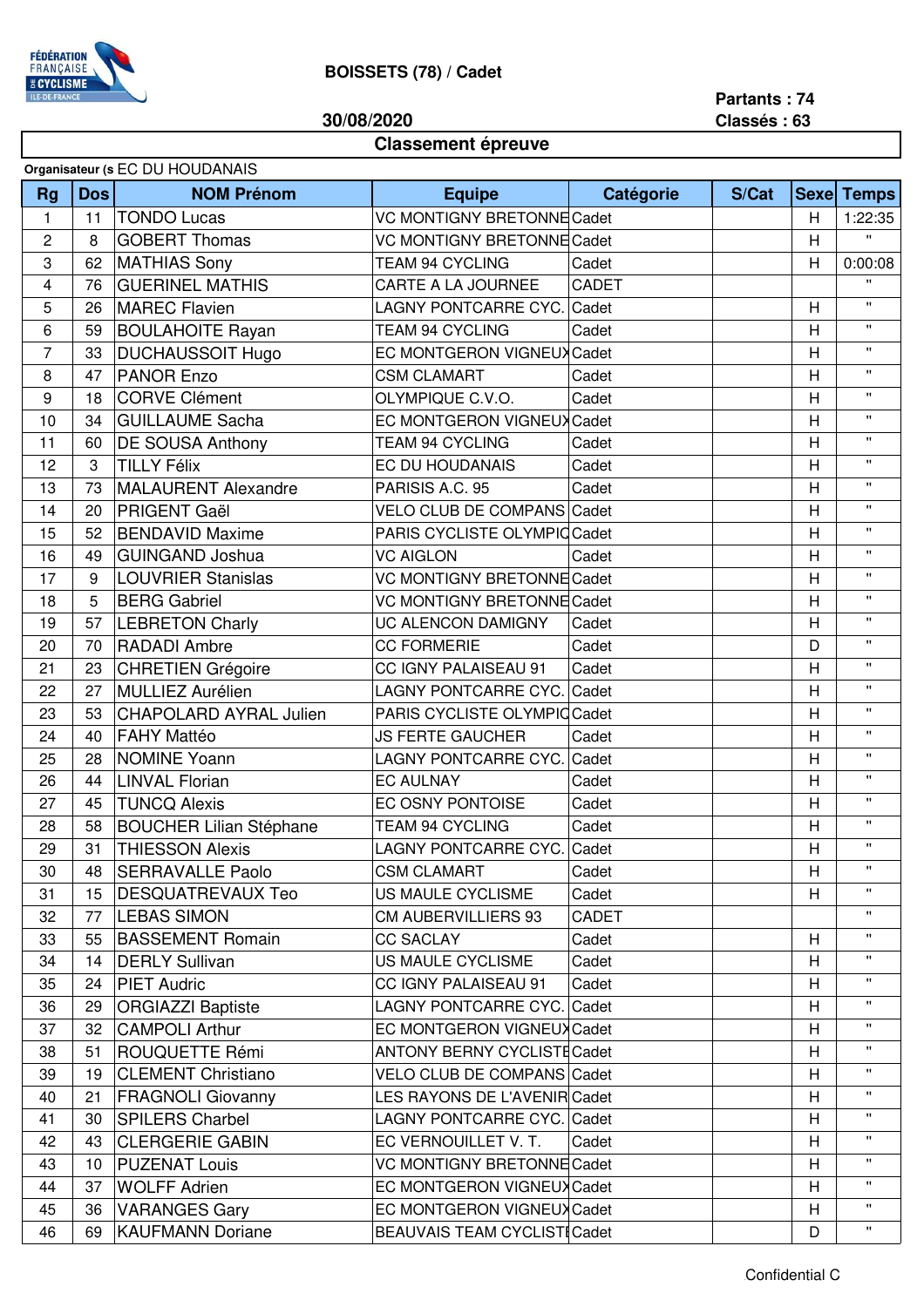BOISSETS (78) / Cadet

30/08/2020

Partants : 74
Classés : 63

## Classement épreuve

Organisateur (s EC DU HOUDANAIS

| Rg | Dos | NOM Prénom | Equipe | Catégorie | S/Cat | Sexe | Temps |
|---|---|---|---|---|---|---|---|
| 1 | 11 | TONDO Lucas | VC MONTIGNY BRETONNE | Cadet | | H | 1:22:35 |
| 2 | 8 | GOBERT Thomas | VC MONTIGNY BRETONNE | Cadet | | H | " |
| 3 | 62 | MATHIAS Sony | TEAM 94 CYCLING | Cadet | | H | 0:00:08 |
| 4 | 76 | GUERINEL MATHIS | CARTE A LA JOURNEE | CADET | | | " |
| 5 | 26 | MAREC Flavien | LAGNY PONTCARRE CYC. | Cadet | | H | " |
| 6 | 59 | BOULAHOITE Rayan | TEAM 94 CYCLING | Cadet | | H | " |
| 7 | 33 | DUCHAUSSOIT Hugo | EC MONTGERON VIGNEUX | Cadet | | H | " |
| 8 | 47 | PANOR Enzo | CSM CLAMART | Cadet | | H | " |
| 9 | 18 | CORVE Clément | OLYMPIQUE C.V.O. | Cadet | | H | " |
| 10 | 34 | GUILLAUME Sacha | EC MONTGERON VIGNEUX | Cadet | | H | " |
| 11 | 60 | DE SOUSA Anthony | TEAM 94 CYCLING | Cadet | | H | " |
| 12 | 3 | TILLY Félix | EC DU HOUDANAIS | Cadet | | H | " |
| 13 | 73 | MALAURENT Alexandre | PARISIS A.C. 95 | Cadet | | H | " |
| 14 | 20 | PRIGENT Gaël | VELO CLUB DE COMPANS | Cadet | | H | " |
| 15 | 52 | BENDAVID Maxime | PARIS CYCLISTE OLYMPIC | Cadet | | H | " |
| 16 | 49 | GUINGAND Joshua | VC AIGLON | Cadet | | H | " |
| 17 | 9 | LOUVRIER Stanislas | VC MONTIGNY BRETONNE | Cadet | | H | " |
| 18 | 5 | BERG Gabriel | VC MONTIGNY BRETONNE | Cadet | | H | " |
| 19 | 57 | LEBRETON Charly | UC ALENCON DAMIGNY | Cadet | | H | " |
| 20 | 70 | RADADI Ambre | CC FORMERIE | Cadet | | D | " |
| 21 | 23 | CHRETIEN Grégoire | CC IGNY PALAISEAU 91 | Cadet | | H | " |
| 22 | 27 | MULLIEZ Aurélien | LAGNY PONTCARRE CYC. | Cadet | | H | " |
| 23 | 53 | CHAPOLARD AYRAL Julien | PARIS CYCLISTE OLYMPIC | Cadet | | H | " |
| 24 | 40 | FAHY Mattéo | JS FERTE GAUCHER | Cadet | | H | " |
| 25 | 28 | NOMINE Yoann | LAGNY PONTCARRE CYC. | Cadet | | H | " |
| 26 | 44 | LINVAL Florian | EC AULNAY | Cadet | | H | " |
| 27 | 45 | TUNCQ Alexis | EC OSNY PONTOISE | Cadet | | H | " |
| 28 | 58 | BOUCHER Lilian Stéphane | TEAM 94 CYCLING | Cadet | | H | " |
| 29 | 31 | THIESSON Alexis | LAGNY PONTCARRE CYC. | Cadet | | H | " |
| 30 | 48 | SERRAVALLE Paolo | CSM CLAMART | Cadet | | H | " |
| 31 | 15 | DESQUATREVAUX Teo | US MAULE CYCLISME | Cadet | | H | " |
| 32 | 77 | LEBAS SIMON | CM AUBERVILLIERS 93 | CADET | | | " |
| 33 | 55 | BASSEMENT Romain | CC SACLAY | Cadet | | H | " |
| 34 | 14 | DERLY Sullivan | US MAULE CYCLISME | Cadet | | H | " |
| 35 | 24 | PIET Audric | CC IGNY PALAISEAU 91 | Cadet | | H | " |
| 36 | 29 | ORGIAZZI Baptiste | LAGNY PONTCARRE CYC. | Cadet | | H | " |
| 37 | 32 | CAMPOLI Arthur | EC MONTGERON VIGNEUX | Cadet | | H | " |
| 38 | 51 | ROUQUETTE Rémi | ANTONY BERNY CYCLISTE | Cadet | | H | " |
| 39 | 19 | CLEMENT Christiano | VELO CLUB DE COMPANS | Cadet | | H | " |
| 40 | 21 | FRAGNOLI Giovanny | LES RAYONS DE L'AVENIR | Cadet | | H | " |
| 41 | 30 | SPILERS Charbel | LAGNY PONTCARRE CYC. | Cadet | | H | " |
| 42 | 43 | CLERGERIE GABIN | EC VERNOUILLET V. T. | Cadet | | H | " |
| 43 | 10 | PUZENAT Louis | VC MONTIGNY BRETONNE | Cadet | | H | " |
| 44 | 37 | WOLFF Adrien | EC MONTGERON VIGNEUX | Cadet | | H | " |
| 45 | 36 | VARANGES Gary | EC MONTGERON VIGNEUX | Cadet | | H | " |
| 46 | 69 | KAUFMANN Doriane | BEAUVAIS TEAM CYCLISTE | Cadet | | D | " |

Confidential C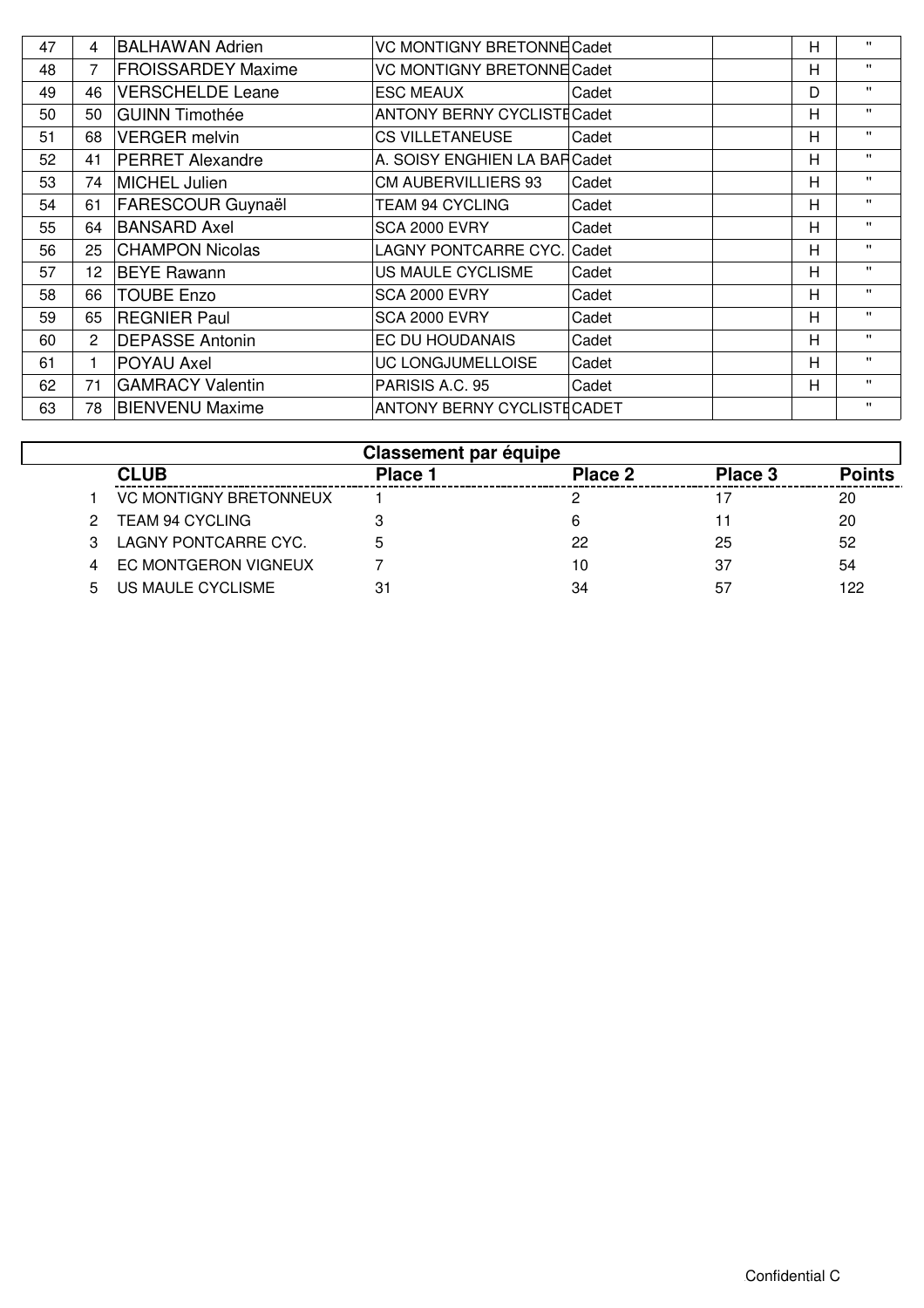| | | | | | | | |
|---|---|---|---|---|---|---|---|
| 47 | 4 | BALHAWAN Adrien | VC MONTIGNY BRETONNE | Cadet | | H | " |
| 48 | 7 | FROISSARDEY Maxime | VC MONTIGNY BRETONNE | Cadet | | H | " |
| 49 | 46 | VERSCHELDE Leane | ESC MEAUX | Cadet | | D | " |
| 50 | 50 | GUINN Timothée | ANTONY BERNY CYCLISTE | Cadet | | H | " |
| 51 | 68 | VERGER melvin | CS VILLETANEUSE | Cadet | | H | " |
| 52 | 41 | PERRET Alexandre | A. SOISY ENGHIEN LA BAR | Cadet | | H | " |
| 53 | 74 | MICHEL Julien | CM AUBERVILLIERS 93 | Cadet | | H | " |
| 54 | 61 | FARESCOUR Guynaël | TEAM 94 CYCLING | Cadet | | H | " |
| 55 | 64 | BANSARD Axel | SCA 2000 EVRY | Cadet | | H | " |
| 56 | 25 | CHAMPON Nicolas | LAGNY PONTCARRE CYC. | Cadet | | H | " |
| 57 | 12 | BEYE Rawann | US MAULE CYCLISME | Cadet | | H | " |
| 58 | 66 | TOUBE Enzo | SCA 2000 EVRY | Cadet | | H | " |
| 59 | 65 | REGNIER Paul | SCA 2000 EVRY | Cadet | | H | " |
| 60 | 2 | DEPASSE Antonin | EC DU HOUDANAIS | Cadet | | H | " |
| 61 | 1 | POYAU Axel | UC LONGJUMELLOISE | Cadet | | H | " |
| 62 | 71 | GAMRACY Valentin | PARISIS A.C. 95 | Cadet | | H | " |
| 63 | 78 | BIENVENU Maxime | ANTONY BERNY CYCLISTE | CADET | | | " |

## Classement par équipe

| | CLUB | Place 1 | Place 2 | Place 3 | Points |
|---|---|---|---|---|---|
| 1 | VC MONTIGNY BRETONNEUX | 1 | 2 | 17 | 20 |
| 2 | TEAM 94 CYCLING | 3 | 6 | 11 | 20 |
| 3 | LAGNY PONTCARRE CYC. | 5 | 22 | 25 | 52 |
| 4 | EC MONTGERON VIGNEUX | 7 | 10 | 37 | 54 |
| 5 | US MAULE CYCLISME | 31 | 34 | 57 | 122 |

Confidential C